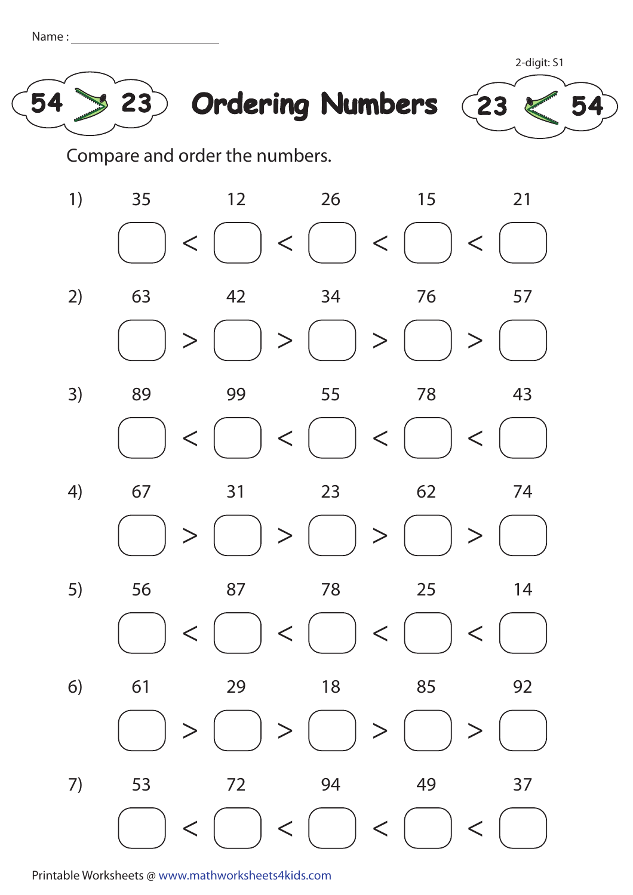Name : ______________________

2-digit: S1

# Ordering Numbers

54 > 23 &nbsp;&nbsp;&nbsp;&nbsp; 23 < 54

Compare and order the numbers.

1) 35 &nbsp;&nbsp; 12 &nbsp;&nbsp; 26 &nbsp;&nbsp; 15 &nbsp;&nbsp; 21

☐ < ☐ < ☐ < ☐ < ☐

2) 63 &nbsp;&nbsp; 42 &nbsp;&nbsp; 34 &nbsp;&nbsp; 76 &nbsp;&nbsp; 57

☐ > ☐ > ☐ > ☐ > ☐

3) 89 &nbsp;&nbsp; 99 &nbsp;&nbsp; 55 &nbsp;&nbsp; 78 &nbsp;&nbsp; 43

☐ < ☐ < ☐ < ☐ < ☐

4) 67 &nbsp;&nbsp; 31 &nbsp;&nbsp; 23 &nbsp;&nbsp; 62 &nbsp;&nbsp; 74

☐ > ☐ > ☐ > ☐ > ☐

5) 56 &nbsp;&nbsp; 87 &nbsp;&nbsp; 78 &nbsp;&nbsp; 25 &nbsp;&nbsp; 14

☐ < ☐ < ☐ < ☐ < ☐

6) 61 &nbsp;&nbsp; 29 &nbsp;&nbsp; 18 &nbsp;&nbsp; 85 &nbsp;&nbsp; 92

☐ > ☐ > ☐ > ☐ > ☐

7) 53 &nbsp;&nbsp; 72 &nbsp;&nbsp; 94 &nbsp;&nbsp; 49 &nbsp;&nbsp; 37

☐ < ☐ < ☐ < ☐ < ☐

Printable Worksheets @ www.mathworksheets4kids.com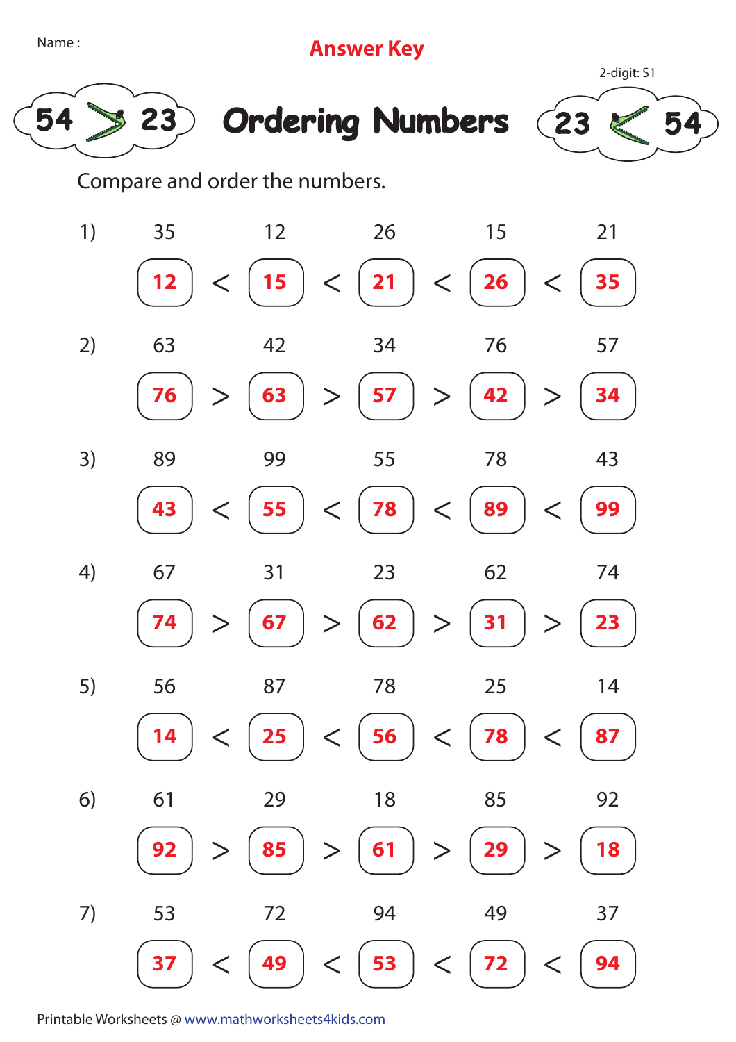Name : ____________________

**Answer Key**

2-digit: S1

54 > 23

# Ordering Numbers

23 < 54

Compare and order the numbers.

1) 35 12 26 15 21

12 < 15 < 21 < 26 < 35

2) 63 42 34 76 57

76 > 63 > 57 > 42 > 34

3) 89 99 55 78 43

43 < 55 < 78 < 89 < 99

4) 67 31 23 62 74

74 > 67 > 62 > 31 > 23

5) 56 87 78 25 14

14 < 25 < 56 < 78 < 87

6) 61 29 18 85 92

92 > 85 > 61 > 29 > 18

7) 53 72 94 49 37

37 < 49 < 53 < 72 < 94

Printable Worksheets @ www.mathworksheets4kids.com